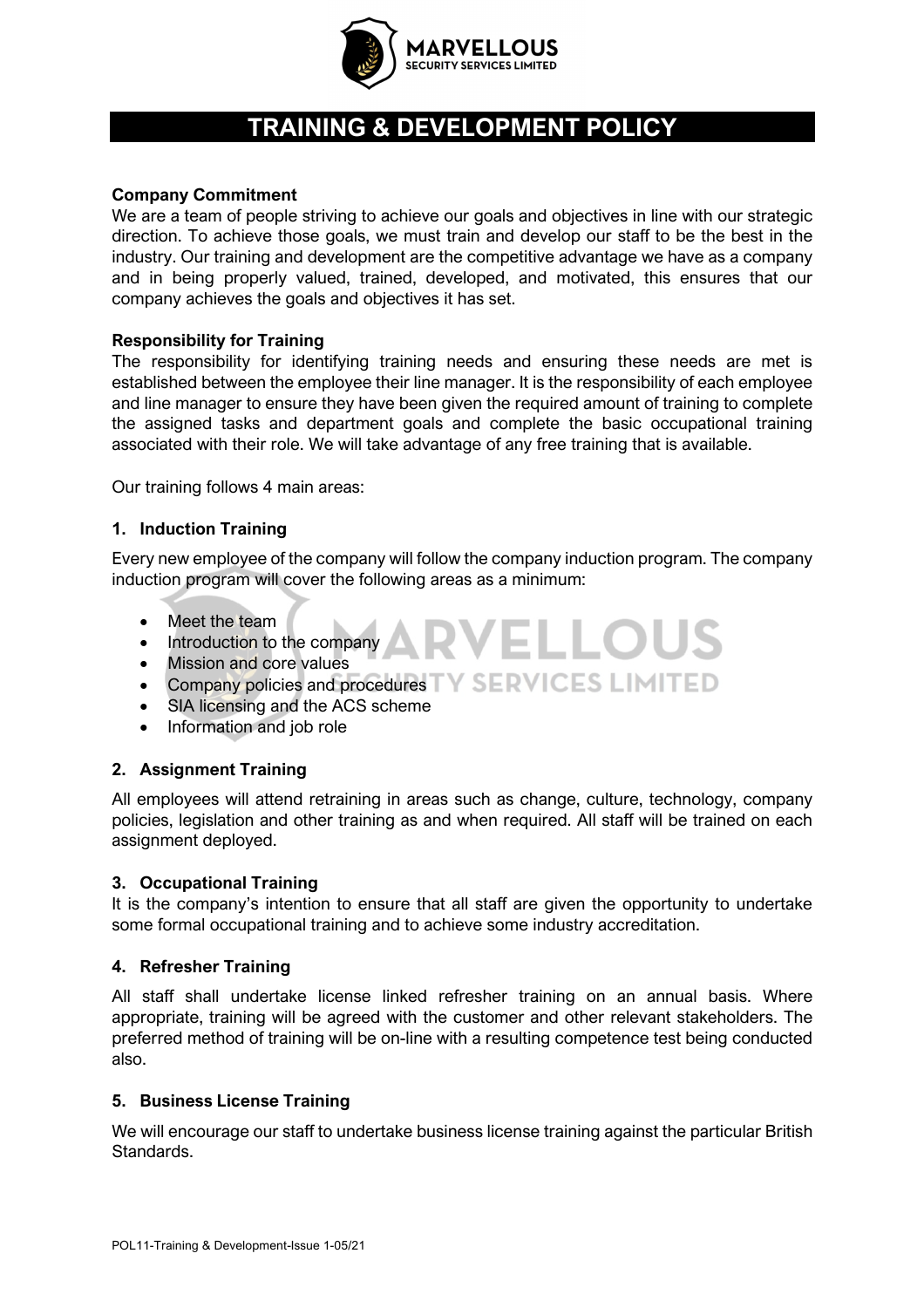# TRAINING & DEVELOPMENT POLICY

**Company Commitment**

We are a team of people striving to achieve our goals and objectives in line with our strategic direction. To achieve those goals, we must train and develop our staff to be the best in the industry. Our training and development are the competitive advantage we have as a company and in being properly valued, trained, developed, and motivated, this ensures that our company achieves the goals and objectives it has set.

**Responsibility for Training**

The responsibility for identifying training needs and ensuring these needs are met is established between the employee their line manager. It is the responsibility of each employee and line manager to ensure they have been given the required amount of training to complete the assigned tasks and department goals and complete the basic occupational training associated with their role. We will take advantage of any free training that is available.

Our training follows 4 main areas:

**1. Induction Training**

Every new employee of the company will follow the company induction program. The company induction program will cover the following areas as a minimum:

- Meet the team
- Introduction to the company
- Mission and core values
- Company policies and procedures
- SIA licensing and the ACS scheme
- Information and job role

**2. Assignment Training**

All employees will attend retraining in areas such as change, culture, technology, company policies, legislation and other training as and when required. All staff will be trained on each assignment deployed.

**3. Occupational Training**

It is the company's intention to ensure that all staff are given the opportunity to undertake some formal occupational training and to achieve some industry accreditation.

**4. Refresher Training**

All staff shall undertake license linked refresher training on an annual basis. Where appropriate, training will be agreed with the customer and other relevant stakeholders. The preferred method of training will be on-line with a resulting competence test being conducted also.

**5. Business License Training**

We will encourage our staff to undertake business license training against the particular British Standards.

POL11-Training & Development-Issue 1-05/21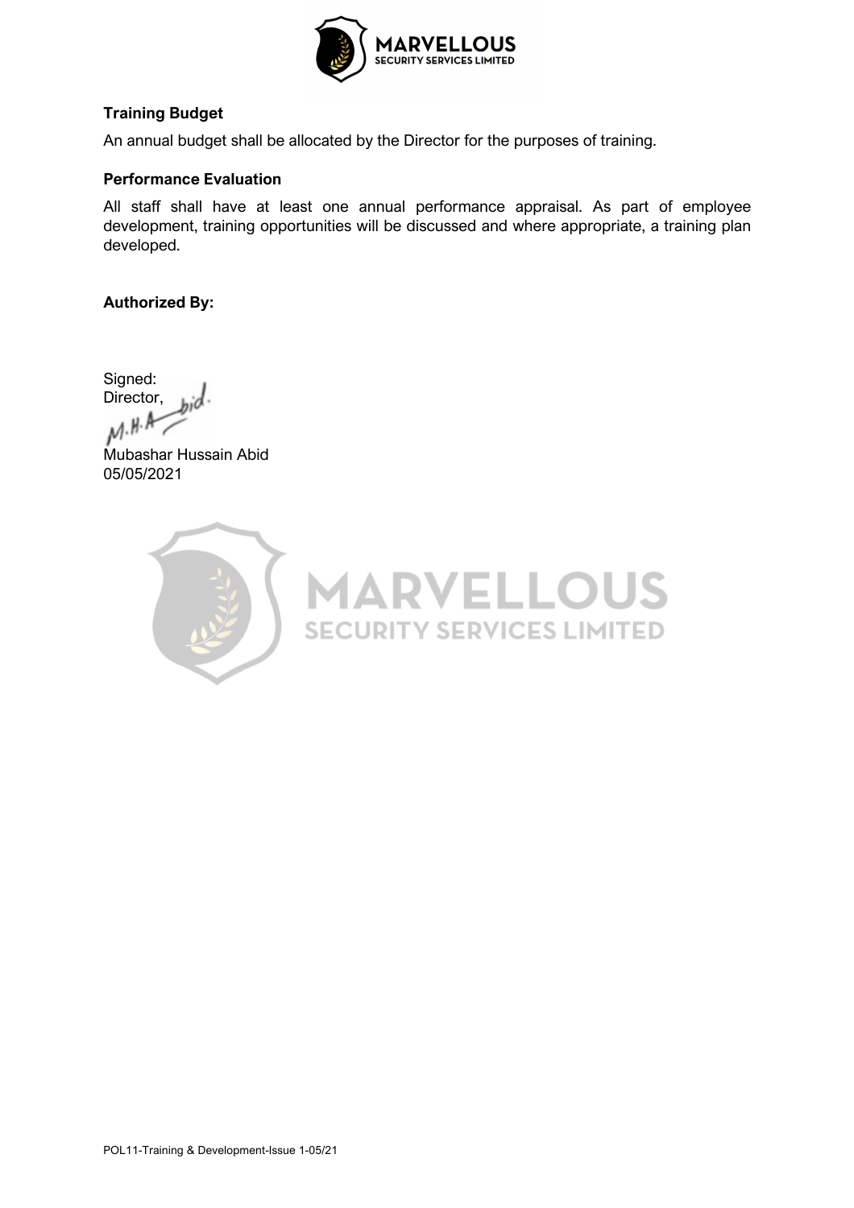**Training Budget**

An annual budget shall be allocated by the Director for the purposes of training.

**Performance Evaluation**

All staff shall have at least one annual performance appraisal. As part of employee development, training opportunities will be discussed and where appropriate, a training plan developed.

**Authorized By:**

Signed:
Director,

Mubashar Hussain Abid
05/05/2021